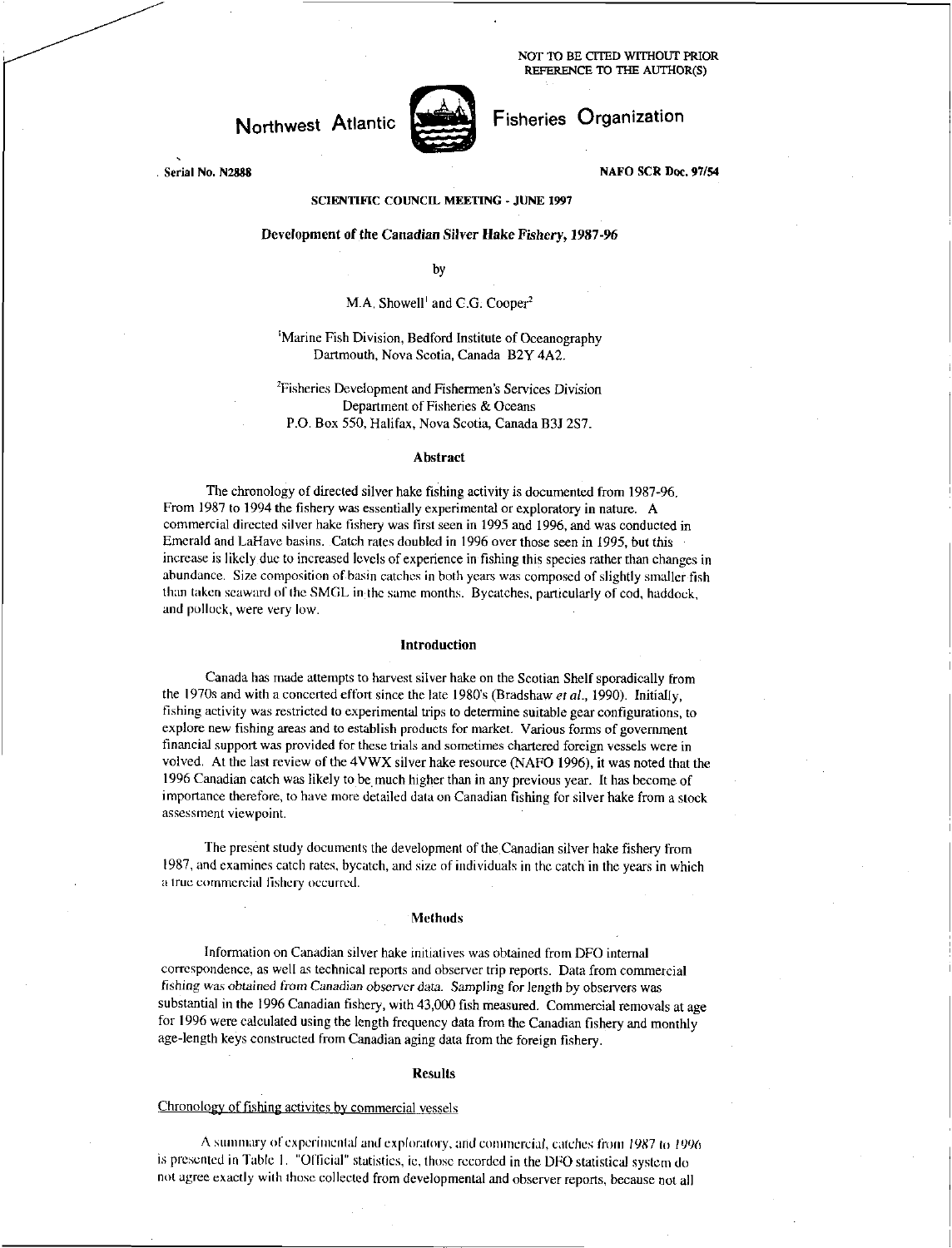NOT TO BE CITED WITHOUT PRIOR REFERENCE TO THE AUTHOR(S)

Northwest Atlantic Fisheries Organization

Serial No. N2888 NAFO SCR Doc. 97/54

SCIENTIFIC COUNCIL MEETING - JUNE 1997

# Development of the Canadian Silver Hake Fishery, 1987-96

by

M.A. Showell[1] and C.G. Cooper[2]

[1]Marine Fish Division, Bedford Institute of Oceanography
Dartmouth, Nova Scotia, Canada B2Y 4A2.

[2]Fisheries Development and Fishermen's Services Division
Department of Fisheries & Oceans
P.O. Box 550, Halifax, Nova Scotia, Canada B3J 2S7.

## Abstract

The chronology of directed silver hake fishing activity is documented from 1987-96. From 1987 to 1994 the fishery was essentially experimental or exploratory in nature. A commercial directed silver hake fishery was first seen in 1995 and 1996, and was conducted in Emerald and LaHave basins. Catch rates doubled in 1996 over those seen in 1995, but this increase is likely due to increased levels of experience in fishing this species rather than changes in abundance. Size composition of basin catches in both years was composed of slightly smaller fish than taken seaward of the SMGL in the same months. Bycatches, particularly of cod, haddock, and pollock, were very low.

## Introduction

Canada has made attempts to harvest silver hake on the Scotian Shelf sporadically from the 1970s and with a concerted effort since the late 1980's (Bradshaw *et al.*, 1990). Initially, fishing activity was restricted to experimental trips to determine suitable gear configurations, to explore new fishing areas and to establish products for market. Various forms of government financial support was provided for these trials and sometimes chartered foreign vessels were in volved. At the last review of the 4VWX silver hake resource (NAFO 1996), it was noted that the 1996 Canadian catch was likely to be much higher than in any previous year. It has become of importance therefore, to have more detailed data on Canadian fishing for silver hake from a stock assessment viewpoint.

The present study documents the development of the Canadian silver hake fishery from 1987, and examines catch rates, bycatch, and size of individuals in the catch in the years in which a true commercial fishery occurred.

## Methods

Information on Canadian silver hake initiatives was obtained from DFO internal correspondence, as well as technical reports and observer trip reports. Data from commercial fishing was obtained from Canadian observer data. Sampling for length by observers was substantial in the 1996 Canadian fishery, with 43,000 fish measured. Commercial removals at age for 1996 were calculated using the length frequency data from the Canadian fishery and monthly age-length keys constructed from Canadian aging data from the foreign fishery.

## Results

### Chronology of fishing activites by commercial vessels

A summary of experimental and exploratory, and commercial, catches from 1987 to 1996 is presented in Table 1. "Official" statistics, ie, those recorded in the DFO statistical system do not agree exactly with those collected from developmental and observer reports, because not all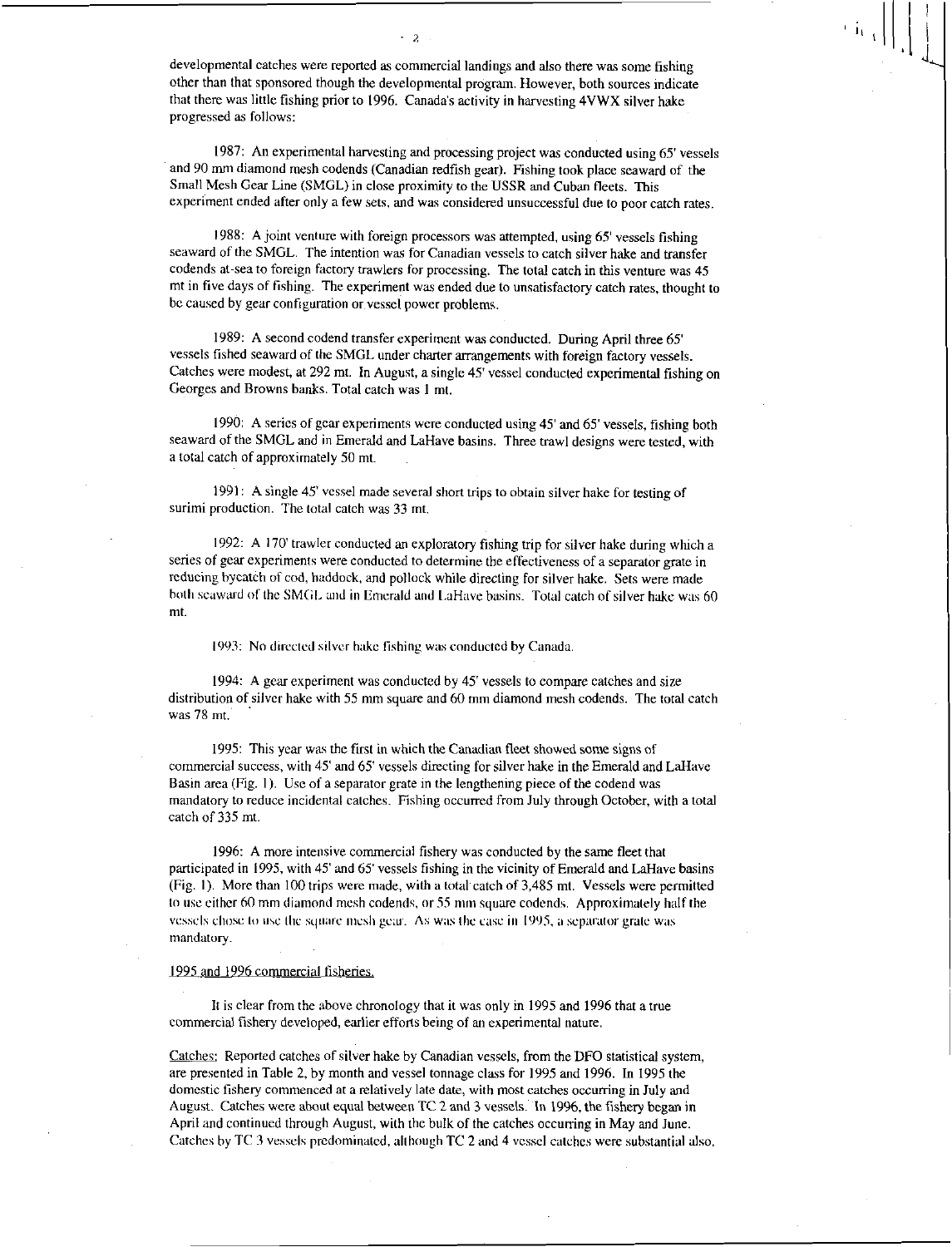developmental catches were reported as commercial landings and also there was some fishing other than that sponsored though the developmental program. However, both sources indicate that there was little fishing prior to 1996. Canada's activity in harvesting 4VWX silver hake progressed as follows:

1987: An experimental harvesting and processing project was conducted using 65' vessels and 90 mm diamond mesh codends (Canadian redfish gear). Fishing took place seaward of the Small Mesh Gear Line (SMGL) in close proximity to the USSR and Cuban fleets. This experiment ended after only a few sets, and was considered unsuccessful due to poor catch rates.

1988: A joint venture with foreign processors was attempted, using 65' vessels fishing seaward of the SMGL. The intention was for Canadian vessels to catch silver hake and transfer codends at-sea to foreign factory trawlers for processing. The total catch in this venture was 45 mt in five days of fishing. The experiment was ended due to unsatisfactory catch rates, thought to be caused by gear configuration or vessel power problems.

1989: A second codend transfer experiment was conducted. During April three 65' vessels fished seaward of the SMGL under charter arrangements with foreign factory vessels. Catches were modest, at 292 mt. In August, a single 45' vessel conducted experimental fishing on Georges and Browns banks. Total catch was 1 mt.

1990: A series of gear experiments were conducted using 45' and 65' vessels, fishing both seaward of the SMGL and in Emerald and LaHave basins. Three trawl designs were tested, with a total catch of approximately 50 mt.

1991: A single 45' vessel made several short trips to obtain silver hake for testing of surimi production. The total catch was 33 mt.

1992: A 170' trawler conducted an exploratory fishing trip for silver hake during which a series of gear experiments were conducted to determine the effectiveness of a separator grate in reducing bycatch of cod, haddock, and pollock while directing for silver hake. Sets were made both seaward of the SMGL and in Emerald and LaHave basins. Total catch of silver hake was 60 mt.

1993: No directed silver hake fishing was conducted by Canada.

1994: A gear experiment was conducted by 45' vessels to compare catches and size distribution of silver hake with 55 mm square and 60 mm diamond mesh codends. The total catch was 78 mt.

1995: This year was the first in which the Canadian fleet showed some signs of commercial success, with 45' and 65' vessels directing for silver hake in the Emerald and LaHave Basin area (Fig. 1). Use of a separator grate in the lengthening piece of the codend was mandatory to reduce incidental catches. Fishing occurred from July through October, with a total catch of 335 mt.

1996: A more intensive commercial fishery was conducted by the same fleet that participated in 1995, with 45' and 65' vessels fishing in the vicinity of Emerald and LaHave basins (Fig. 1). More than 100 trips were made, with a total catch of 3,485 mt. Vessels were permitted to use either 60 mm diamond mesh codends, or 55 mm square codends. Approximately half the vessels chose to use the square mesh gear. As was the case in 1995, a separator grate was mandatory.

1995 and 1996 commercial fisheries.

It is clear from the above chronology that it was only in 1995 and 1996 that a true commercial fishery developed, earlier efforts being of an experimental nature.

Catches: Reported catches of silver hake by Canadian vessels, from the DFO statistical system, are presented in Table 2, by month and vessel tonnage class for 1995 and 1996. In 1995 the domestic fishery commenced at a relatively late date, with most catches occurring in July and August. Catches were about equal between TC 2 and 3 vessels. In 1996, the fishery began in April and continued through August, with the bulk of the catches occurring in May and June. Catches by TC 3 vessels predominated, although TC 2 and 4 vessel catches were substantial also.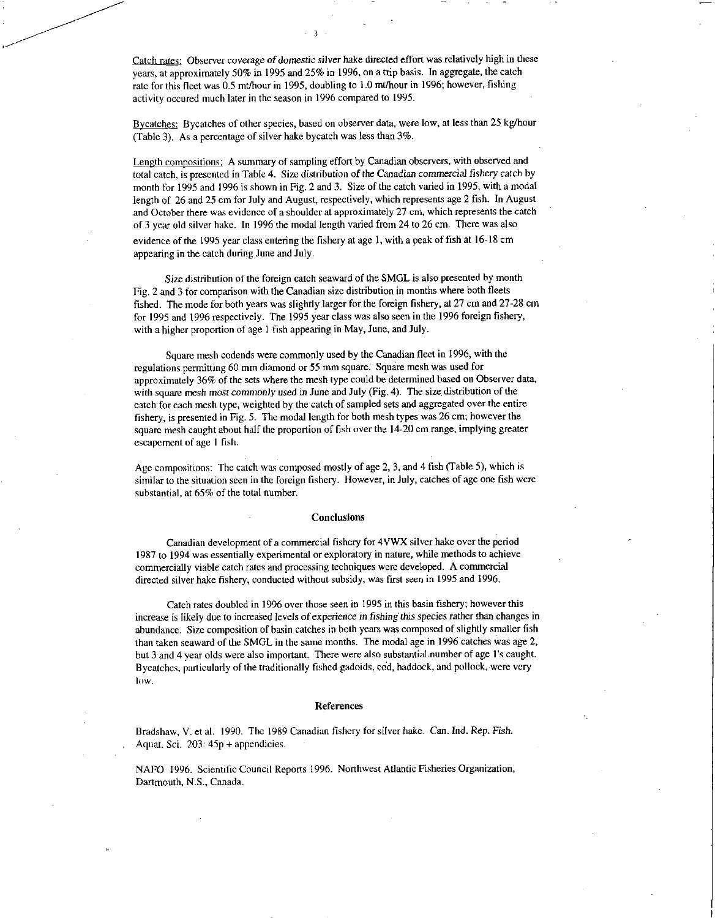Catch rates: Observer coverage of domestic silver hake directed effort was relatively high in these years, at approximately 50% in 1995 and 25% in 1996, on a trip basis. In aggregate, the catch rate for this fleet was 0.5 mt/hour in 1995, doubling to 1.0 mt/hour in 1996; however, fishing activity occured much later in the season in 1996 compared to 1995.

Bycatches: Bycatches of other species, based on observer data, were low, at less than 25 kg/hour (Table 3). As a percentage of silver hake bycatch was less than 3%.

Length compositions: A summary of sampling effort by Canadian observers, with observed and total catch, is presented in Table 4. Size distribution of the Canadian commercial fishery catch by month for 1995 and 1996 is shown in Fig. 2 and 3. Size of the catch varied in 1995, with a modal length of 26 and 25 cm for July and August, respectively, which represents age 2 fish. In August and October there was evidence of a shoulder at approximately 27 cm, which represents the catch of 3 year old silver hake. In 1996 the modal length varied from 24 to 26 cm. There was also evidence of the 1995 year class entering the fishery at age 1, with a peak of fish at 16-18 cm appearing in the catch during June and July.

Size distribution of the foreign catch seaward of the SMGL is also presented by month Fig. 2 and 3 for comparison with the Canadian size distribution in months where both fleets fished. The mode for both years was slightly larger for the foreign fishery, at 27 cm and 27-28 cm for 1995 and 1996 respectively. The 1995 year class was also seen in the 1996 foreign fishery, with a higher proportion of age 1 fish appearing in May, June, and July.

Square mesh codends were commonly used by the Canadian fleet in 1996, with the regulations permitting 60 mm diamond or 55 mm square. Square mesh was used for approximately 36% of the sets where the mesh type could be determined based on Observer data, with square mesh most commonly used in June and July (Fig. 4). The size distribution of the catch for each mesh type, weighted by the catch of sampled sets and aggregated over the entire fishery, is presented in Fig. 5. The modal length for both mesh types was 26 cm; however the square mesh caught about half the proportion of fish over the 14-20 cm range, implying greater escapement of age 1 fish.

Age compositions: The catch was composed mostly of age 2, 3, and 4 fish (Table 5), which is similar to the situation seen in the foreign fishery. However, in July, catches of age one fish were substantial, at 65% of the total number.

## Conclusions

Canadian development of a commercial fishery for 4VWX silver hake over the period 1987 to 1994 was essentially experimental or exploratory in nature, while methods to achieve commercially viable catch rates and processing techniques were developed. A commercial directed silver hake fishery, conducted without subsidy, was first seen in 1995 and 1996.

Catch rates doubled in 1996 over those seen in 1995 in this basin fishery; however this increase is likely due to increased levels of experience in fishing this species rather than changes in abundance. Size composition of basin catches in both years was composed of slightly smaller fish than taken seaward of the SMGL in the same months. The modal age in 1996 catches was age 2, but 3 and 4 year olds were also important. There were also substantial number of age 1's caught. Bycatches, particularly of the traditionally fished gadoids, cod, haddock, and pollock, were very low.

## References

Bradshaw, V. et al. 1990. The 1989 Canadian fishery for silver hake. Can. Ind. Rep. Fish. Aquat. Sci. 203: 45p + appendicies.

NAFO 1996. Scientific Council Reports 1996. Northwest Atlantic Fisheries Organization, Dartmouth, N.S., Canada.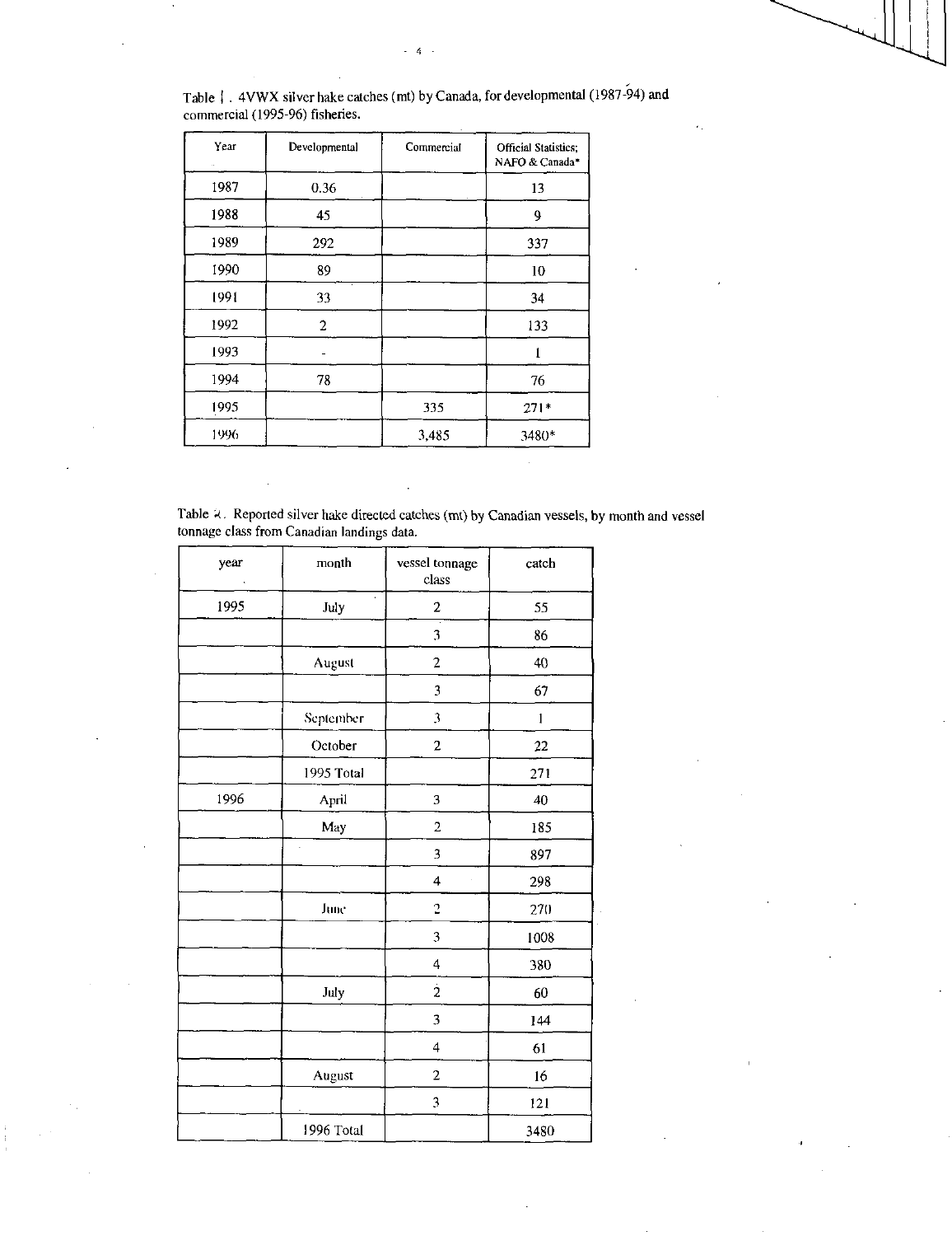Table 1. 4VWX silver hake catches (mt) by Canada, for developmental (1987-94) and commercial (1995-96) fisheries.

| Year | Developmental | Commercial | Official Statistics; NAFO & Canada* |
|---|---|---|---|
| 1987 | 0.36 | | 13 |
| 1988 | 45 | | 9 |
| 1989 | 292 | | 337 |
| 1990 | 89 | | 10 |
| 1991 | 33 | | 34 |
| 1992 | 2 | | 133 |
| 1993 | - | | 1 |
| 1994 | 78 | | 76 |
| 1995 | | 335 | 271* |
| 1996 | | 3,485 | 3480* |

Table 2. Reported silver hake directed catches (mt) by Canadian vessels, by month and vessel tonnage class from Canadian landings data.

| year | month | vessel tonnage class | catch |
|---|---|---|---|
| 1995 | July | 2 | 55 |
| | | 3 | 86 |
| | August | 2 | 40 |
| | | 3 | 67 |
| | September | 3 | 1 |
| | October | 2 | 22 |
| | 1995 Total | | 271 |
| 1996 | April | 3 | 40 |
| | May | 2 | 185 |
| | | 3 | 897 |
| | | 4 | 298 |
| | June | 2 | 270 |
| | | 3 | 1008 |
| | | 4 | 380 |
| | July | 2 | 60 |
| | | 3 | 144 |
| | | 4 | 61 |
| | August | 2 | 16 |
| | | 3 | 121 |
| | 1996 Total | | 3480 |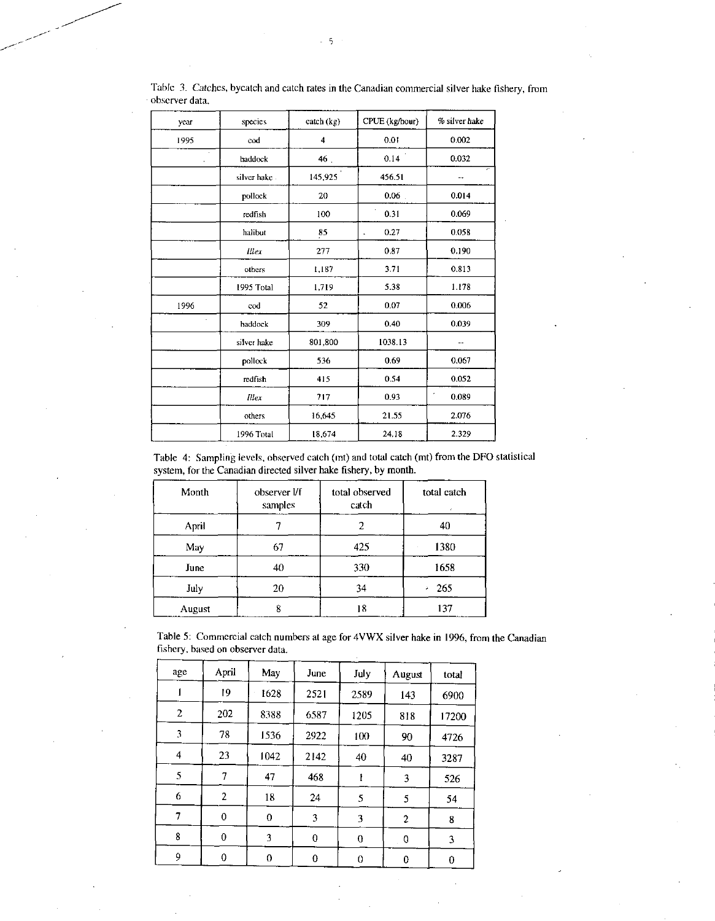Table 3. Catches, bycatch and catch rates in the Canadian commercial silver hake fishery, from observer data.

| year | species | catch (kg) | CPUE (kg/hour) | % silver hake |
|---|---|---|---|---|
| 1995 | cod | 4 | 0.01 | 0.002 |
| | haddock | 46 | 0.14 | 0.032 |
| | silver hake | 145,925 | 456.51 | -- |
| | pollock | 20 | 0.06 | 0.014 |
| | redfish | 100 | 0.31 | 0.069 |
| | halibut | 85 | 0.27 | 0.058 |
| | *Illex* | 277 | 0.87 | 0.190 |
| | others | 1,187 | 3.71 | 0.813 |
| | 1995 Total | 1,719 | 5.38 | 1.178 |
| 1996 | cod | 52 | 0.07 | 0.006 |
| | haddock | 309 | 0.40 | 0.039 |
| | silver hake | 801,800 | 1038.13 | -- |
| | pollock | 536 | 0.69 | 0.067 |
| | redfish | 415 | 0.54 | 0.052 |
| | *Illex* | 717 | 0.93 | 0.089 |
| | others | 16,645 | 21.55 | 2.076 |
| | 1996 Total | 18,674 | 24.18 | 2.329 |

Table 4: Sampling levels, observed catch (mt) and total catch (mt) from the DFO statistical system, for the Canadian directed silver hake fishery, by month.

| Month | observer l/f samples | total observed catch | total catch |
|---|---|---|---|
| April | 7 | 2 | 40 |
| May | 67 | 425 | 1380 |
| June | 40 | 330 | 1658 |
| July | 20 | 34 | 265 |
| August | 8 | 18 | 137 |

Table 5: Commercial catch numbers at age for 4VWX silver hake in 1996, from the Canadian fishery, based on observer data.

| age | April | May | June | July | August | total |
|---|---|---|---|---|---|---|
| 1 | 19 | 1628 | 2521 | 2589 | 143 | 6900 |
| 2 | 202 | 8388 | 6587 | 1205 | 818 | 17200 |
| 3 | 78 | 1536 | 2922 | 100 | 90 | 4726 |
| 4 | 23 | 1042 | 2142 | 40 | 40 | 3287 |
| 5 | 7 | 47 | 468 | 1 | 3 | 526 |
| 6 | 2 | 18 | 24 | 5 | 5 | 54 |
| 7 | 0 | 0 | 3 | 3 | 2 | 8 |
| 8 | 0 | 3 | 0 | 0 | 0 | 3 |
| 9 | 0 | 0 | 0 | 0 | 0 | 0 |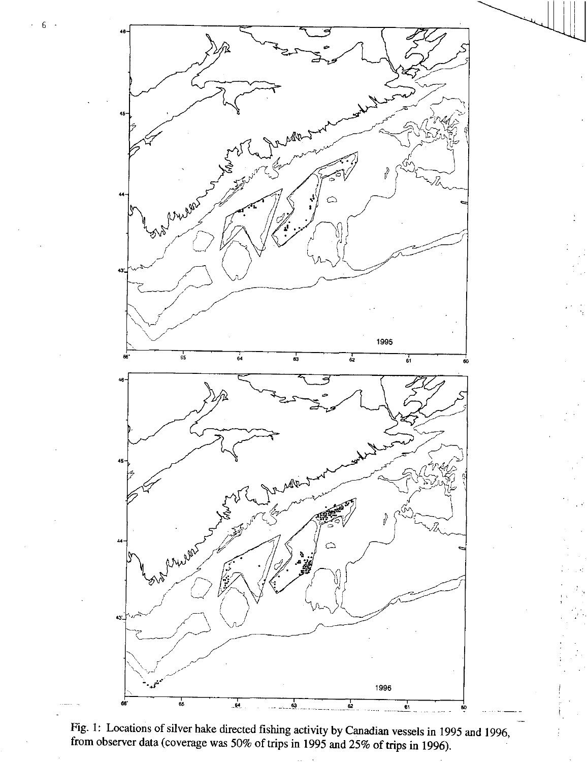Fig. 1: Locations of silver hake directed fishing activity by Canadian vessels in 1995 and 1996, from observer data (coverage was 50% of trips in 1995 and 25% of trips in 1996).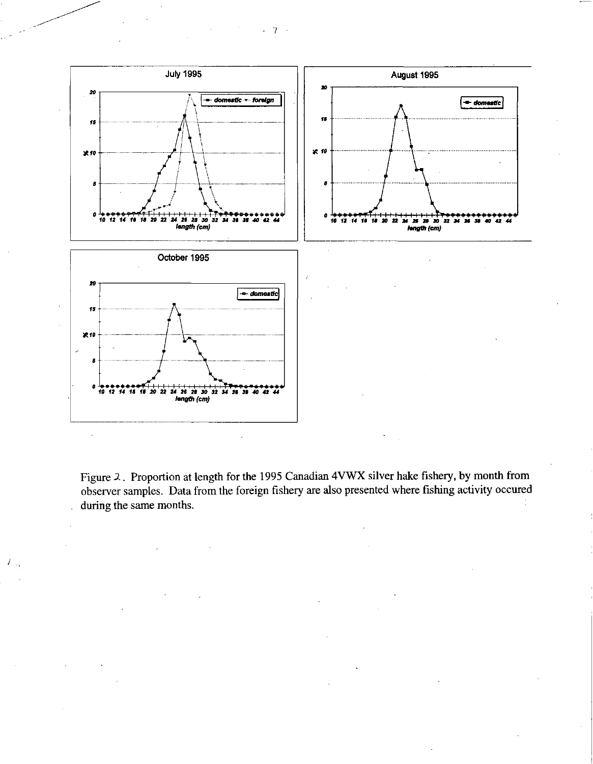Figure 2. Proportion at length for the 1995 Canadian 4VWX silver hake fishery, by month from observer samples. Data from the foreign fishery are also presented where fishing activity occured during the same months.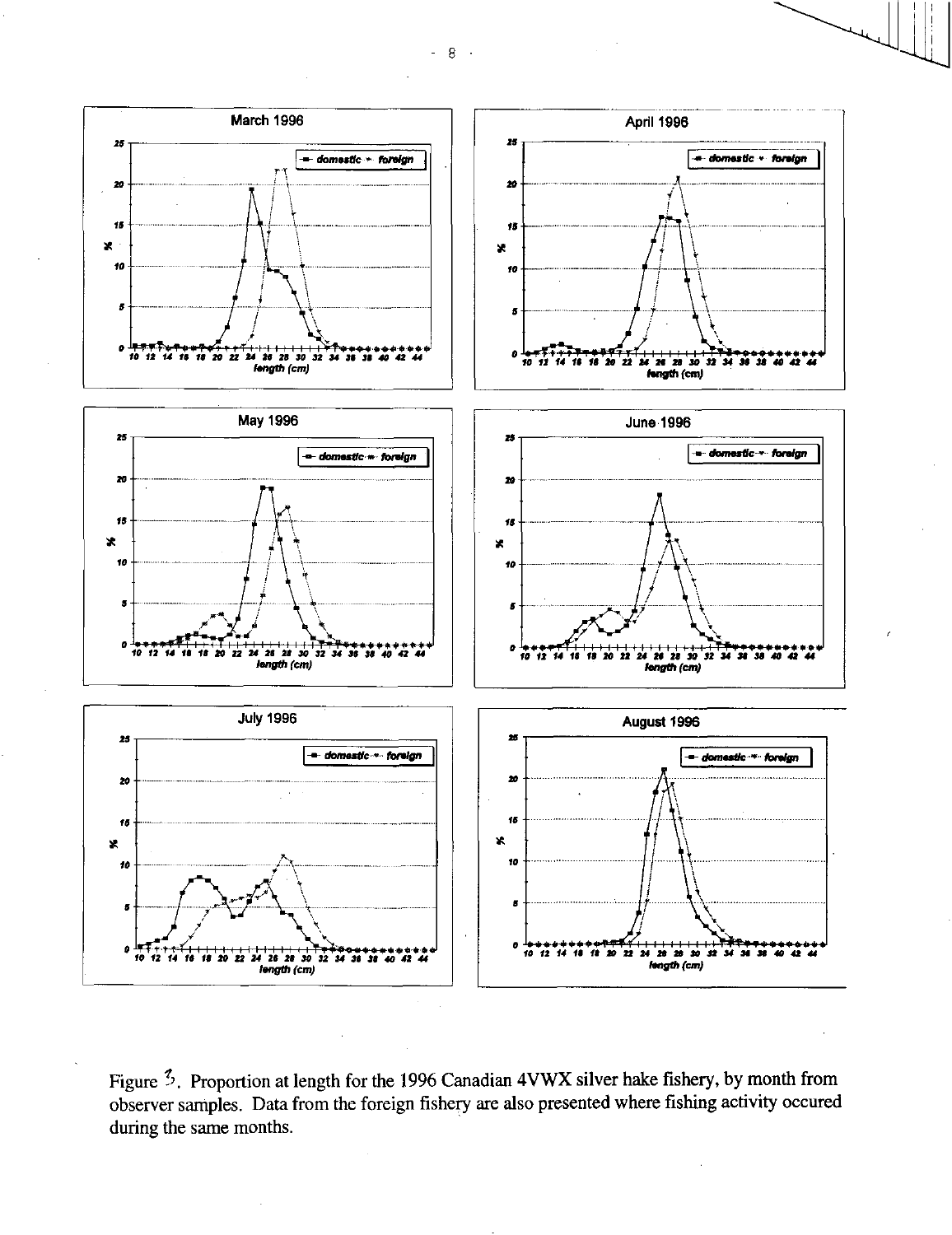Figure 3. Proportion at length for the 1996 Canadian 4VWX silver hake fishery, by month from observer samples. Data from the foreign fishery are also presented where fishing activity occured during the same months.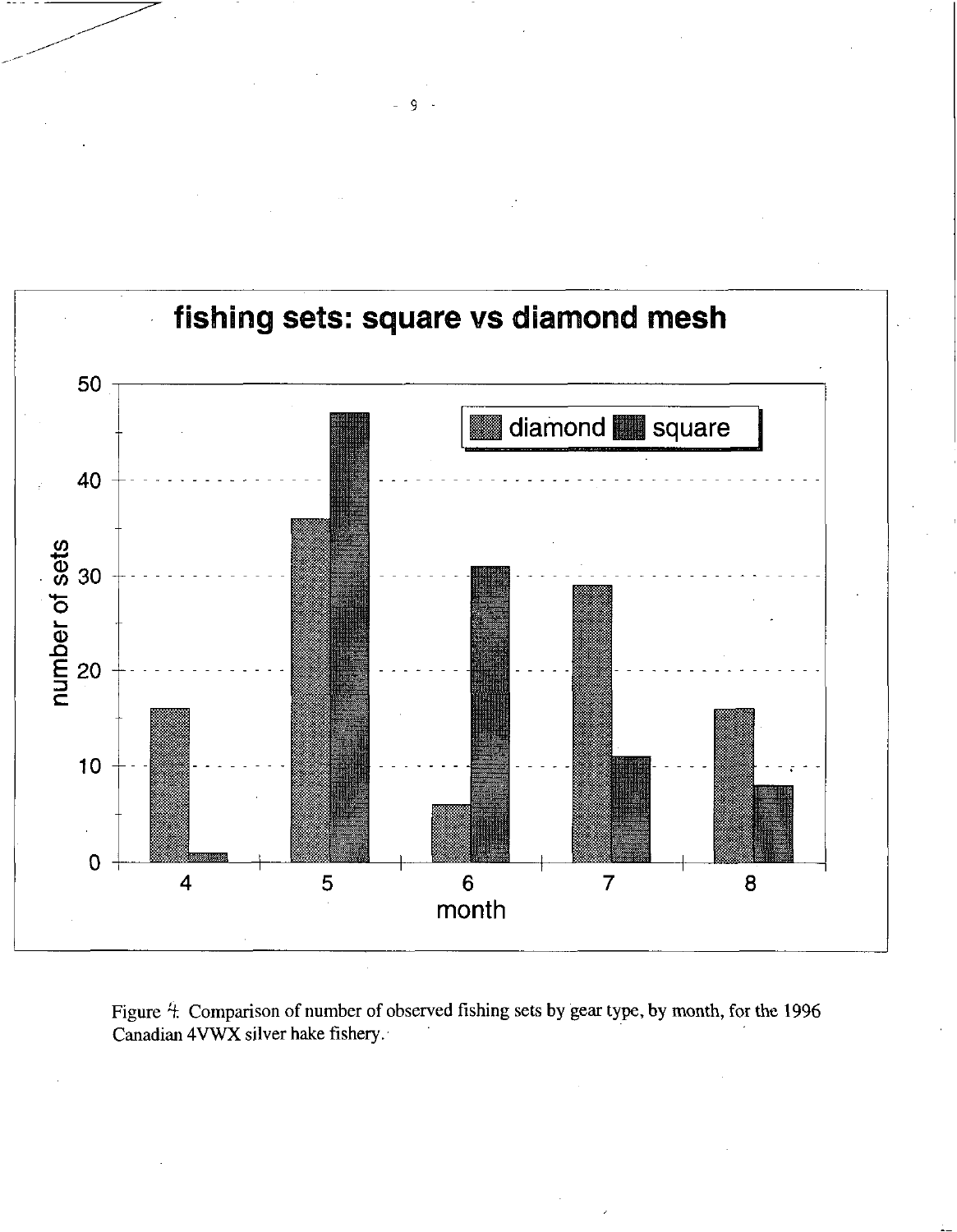Figure 4. Comparison of number of observed fishing sets by gear type, by month, for the 1996 Canadian 4VWX silver hake fishery.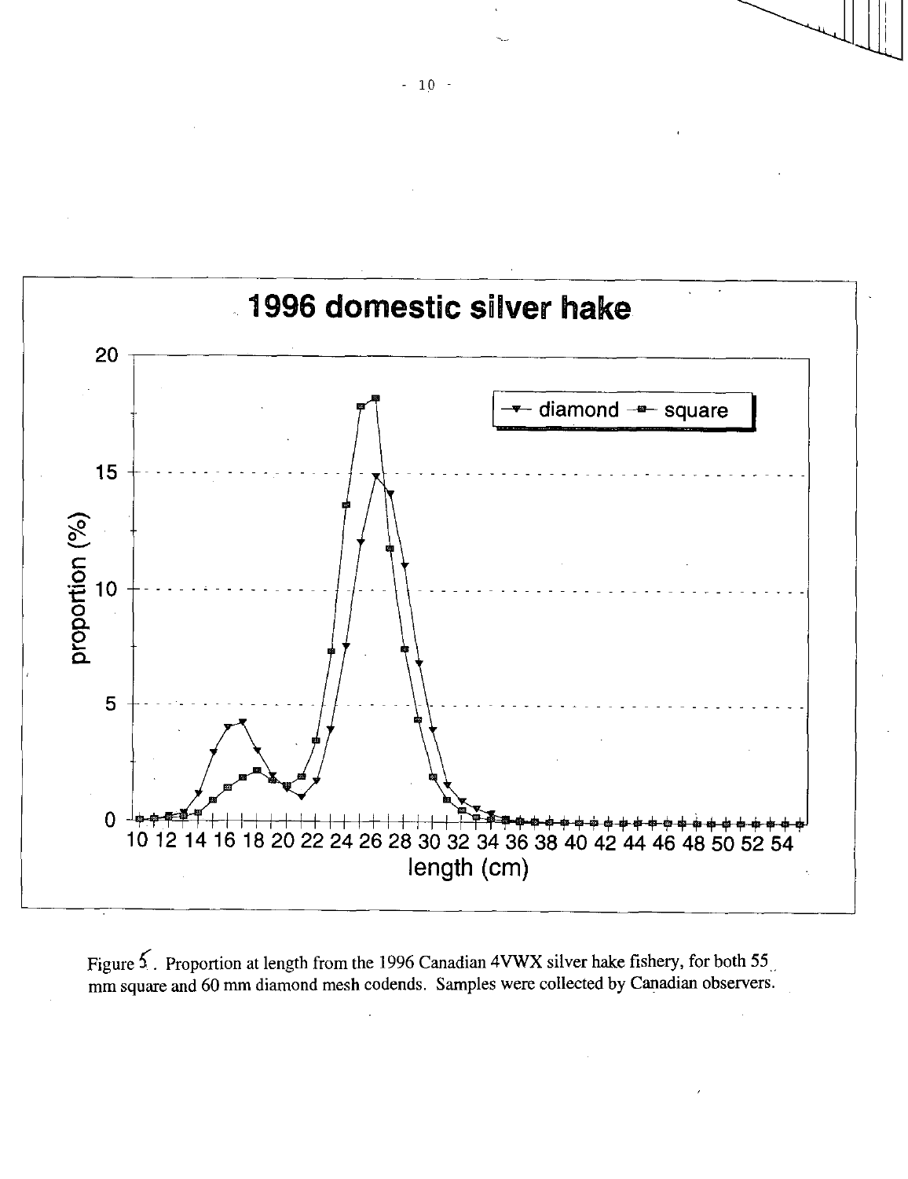1996 domestic silver hake

diamond square

20

15

10

5

0

proportion (%)

10 12 14 16 18 20 22 24 26 28 30 32 34 36 38 40 42 44 46 48 50 52 54

length (cm)

Figure 5. Proportion at length from the 1996 Canadian 4VWX silver hake fishery, for both 55 mm square and 60 mm diamond mesh codends. Samples were collected by Canadian observers.